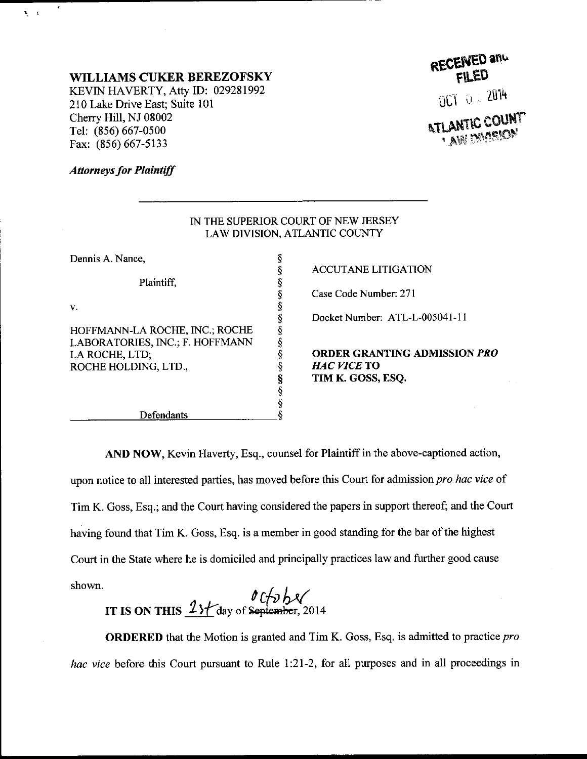**WILLIAMS CUKER BEREZOFSKY**
KEVIN HAVERTY, Atty ID: 029281992
210 Lake Drive East; Suite 101
Cherry Hill, NJ 08002
Tel: (856) 667-0500
Fax: (856) 667-5133

*Attorneys for Plaintiff*

RECEIVED and FILED
OCT 0 2014
ATLANTIC COUNTY LAW DIVISION

IN THE SUPERIOR COURT OF NEW JERSEY
LAW DIVISION, ATLANTIC COUNTY

| | | |
|---|---|---|
| Dennis A. Nance, | § | ACCUTANE LITIGATION |
| Plaintiff, | § | Case Code Number: 271 |
| v. | § | Docket Number: ATL-L-005041-11 |
| HOFFMANN-LA ROCHE, INC.; ROCHE LABORATORIES, INC.; F. HOFFMANN LA ROCHE, LTD; ROCHE HOLDING, LTD., | § | **ORDER GRANTING ADMISSION *PRO HAC VICE* TO TIM K. GOSS, ESQ.** |
| Defendants | § | |

**AND NOW**, Kevin Haverty, Esq., counsel for Plaintiff in the above-captioned action, upon notice to all interested parties, has moved before this Court for admission *pro hac vice* of Tim K. Goss, Esq.; and the Court having considered the papers in support thereof; and the Court having found that Tim K. Goss, Esq. is a member in good standing for the bar of the highest Court in the State where he is domiciled and principally practices law and further good cause shown.

**IT IS ON THIS** 1st day of ~~September~~ October, 2014

**ORDERED** that the Motion is granted and Tim K. Goss, Esq. is admitted to practice *pro hac vice* before this Court pursuant to Rule 1:21-2, for all purposes and in all proceedings in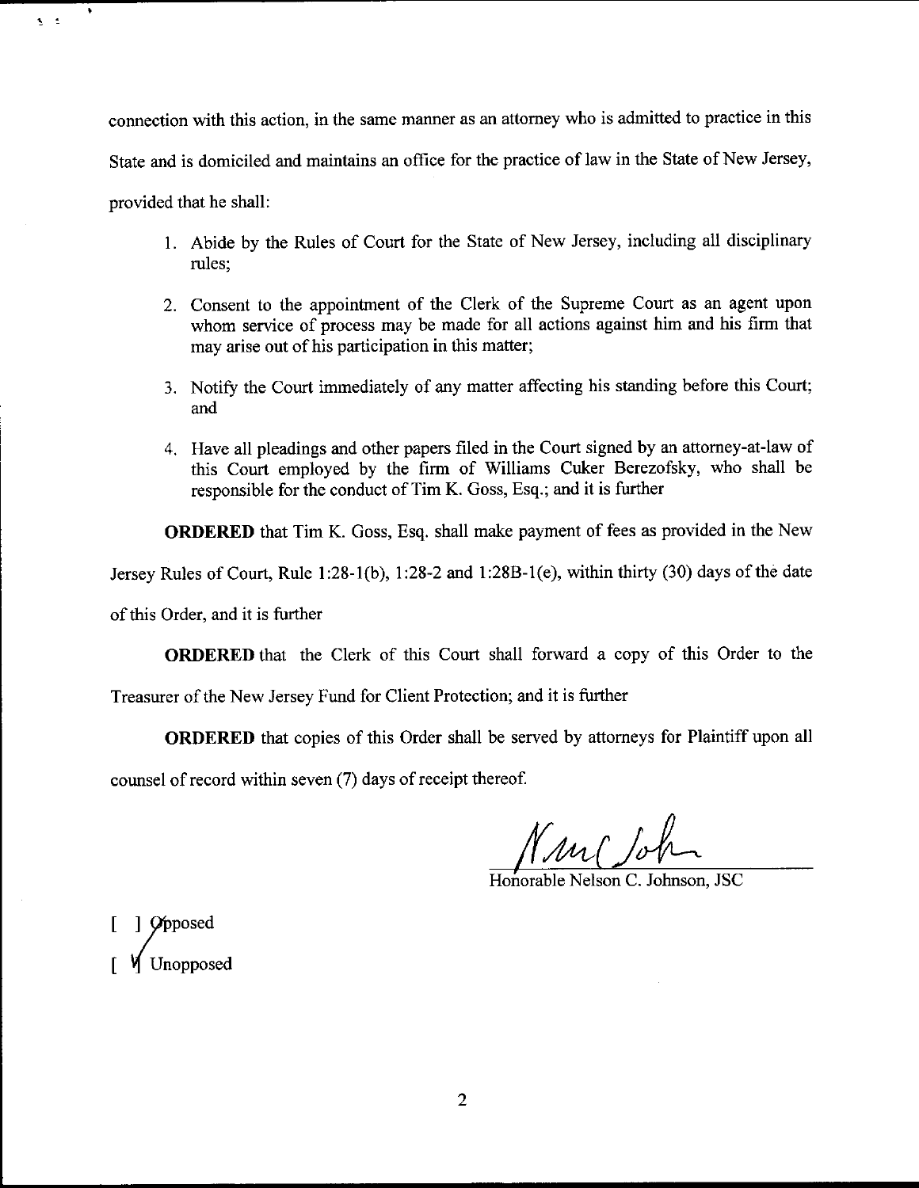connection with this action, in the same manner as an attorney who is admitted to practice in this State and is domiciled and maintains an office for the practice of law in the State of New Jersey, provided that he shall:

1. Abide by the Rules of Court for the State of New Jersey, including all disciplinary rules;
2. Consent to the appointment of the Clerk of the Supreme Court as an agent upon whom service of process may be made for all actions against him and his firm that may arise out of his participation in this matter;
3. Notify the Court immediately of any matter affecting his standing before this Court; and
4. Have all pleadings and other papers filed in the Court signed by an attorney-at-law of this Court employed by the firm of Williams Cuker Berezofsky, who shall be responsible for the conduct of Tim K. Goss, Esq.; and it is further

**ORDERED** that Tim K. Goss, Esq. shall make payment of fees as provided in the New Jersey Rules of Court, Rule 1:28-1(b), 1:28-2 and 1:28B-1(e), within thirty (30) days of the date of this Order, and it is further

**ORDERED** that the Clerk of this Court shall forward a copy of this Order to the Treasurer of the New Jersey Fund for Client Protection; and it is further

**ORDERED** that copies of this Order shall be served by attorneys for Plaintiff upon all counsel of record within seven (7) days of receipt thereof.

Honorable Nelson C. Johnson, JSC

[ ] Opposed

[✓] Unopposed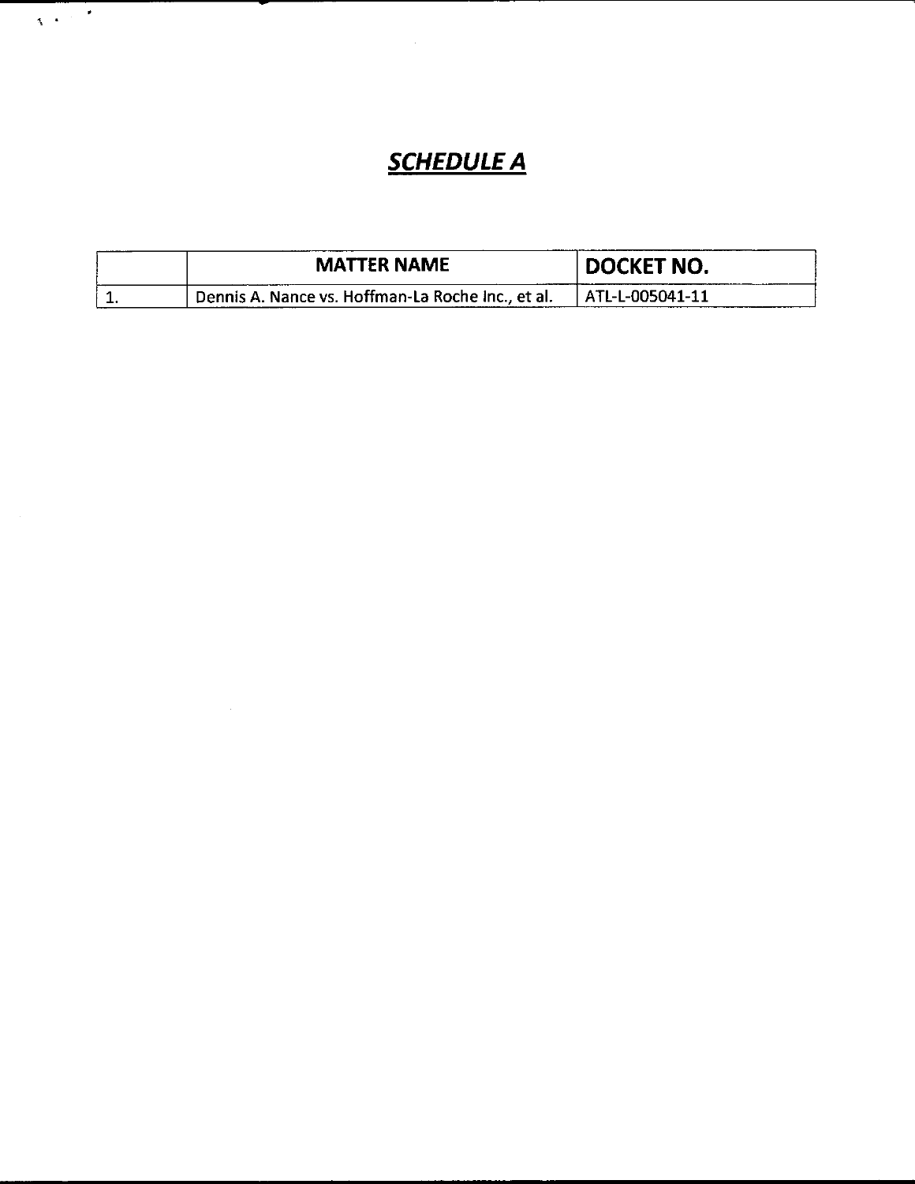# ***SCHEDULE A***

| | MATTER NAME | DOCKET NO. |
|---|---|---|
| 1. | Dennis A. Nance vs. Hoffman-La Roche Inc., et al. | ATL-L-005041-11 |